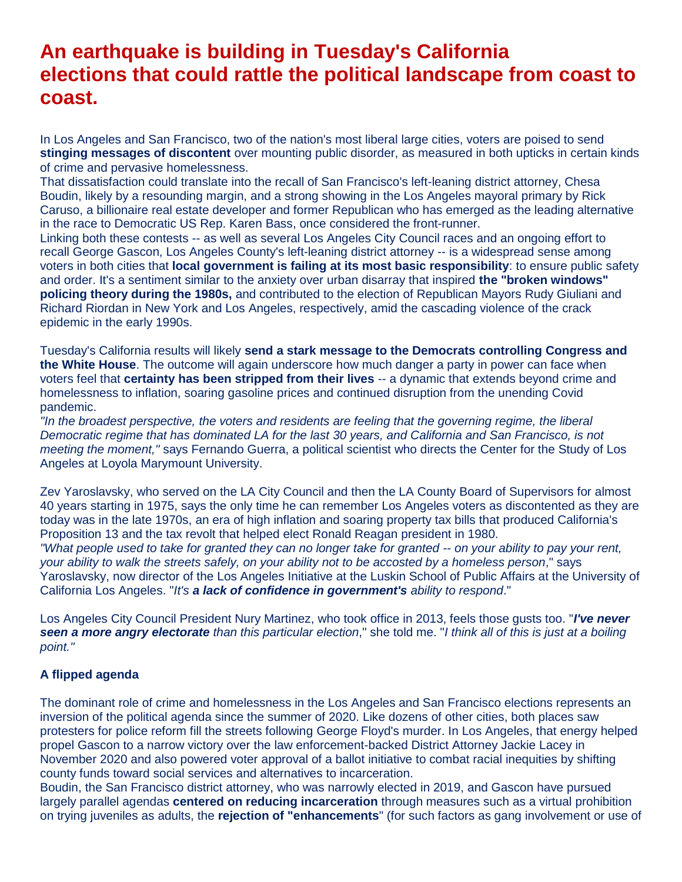# An earthquake is building in Tuesday's California elections that could rattle the political landscape from coast to coast.

In Los Angeles and San Francisco, two of the nation's most liberal large cities, voters are poised to send **stinging messages of discontent** over mounting public disorder, as measured in both upticks in certain kinds of crime and pervasive homelessness.
That dissatisfaction could translate into the recall of San Francisco's left-leaning district attorney, Chesa Boudin, likely by a resounding margin, and a strong showing in the Los Angeles mayoral primary by Rick Caruso, a billionaire real estate developer and former Republican who has emerged as the leading alternative in the race to Democratic US Rep. Karen Bass, once considered the front-runner.
Linking both these contests -- as well as several Los Angeles City Council races and an ongoing effort to recall George Gascon, Los Angeles County's left-leaning district attorney -- is a widespread sense among voters in both cities that **local government is failing at its most basic responsibility**: to ensure public safety and order. It's a sentiment similar to the anxiety over urban disarray that inspired **the "broken windows" policing theory during the 1980s,** and contributed to the election of Republican Mayors Rudy Giuliani and Richard Riordan in New York and Los Angeles, respectively, amid the cascading violence of the crack epidemic in the early 1990s.

Tuesday's California results will likely **send a stark message to the Democrats controlling Congress and the White House**. The outcome will again underscore how much danger a party in power can face when voters feel that **certainty has been stripped from their lives** -- a dynamic that extends beyond crime and homelessness to inflation, soaring gasoline prices and continued disruption from the unending Covid pandemic.
*"In the broadest perspective, the voters and residents are feeling that the governing regime, the liberal Democratic regime that has dominated LA for the last 30 years, and California and San Francisco, is not meeting the moment,"* says Fernando Guerra, a political scientist who directs the Center for the Study of Los Angeles at Loyola Marymount University.

Zev Yaroslavsky, who served on the LA City Council and then the LA County Board of Supervisors for almost 40 years starting in 1975, says the only time he can remember Los Angeles voters as discontented as they are today was in the late 1970s, an era of high inflation and soaring property tax bills that produced California's Proposition 13 and the tax revolt that helped elect Ronald Reagan president in 1980.
*"What people used to take for granted they can no longer take for granted -- on your ability to pay your rent, your ability to walk the streets safely, on your ability not to be accosted by a homeless person*," says Yaroslavsky, now director of the Los Angeles Initiative at the Luskin School of Public Affairs at the University of California Los Angeles. "*It's **a lack of confidence in government's** ability to respond*."

Los Angeles City Council President Nury Martinez, who took office in 2013, feels those gusts too. "***I've never seen a more angry electorate** than this particular election*," she told me. "*I think all of this is just at a boiling point."*

### A flipped agenda

The dominant role of crime and homelessness in the Los Angeles and San Francisco elections represents an inversion of the political agenda since the summer of 2020. Like dozens of other cities, both places saw protesters for police reform fill the streets following George Floyd's murder. In Los Angeles, that energy helped propel Gascon to a narrow victory over the law enforcement-backed District Attorney Jackie Lacey in November 2020 and also powered voter approval of a ballot initiative to combat racial inequities by shifting county funds toward social services and alternatives to incarceration.
Boudin, the San Francisco district attorney, who was narrowly elected in 2019, and Gascon have pursued largely parallel agendas **centered on reducing incarceration** through measures such as a virtual prohibition on trying juveniles as adults, the **rejection of "enhancements**" (for such factors as gang involvement or use of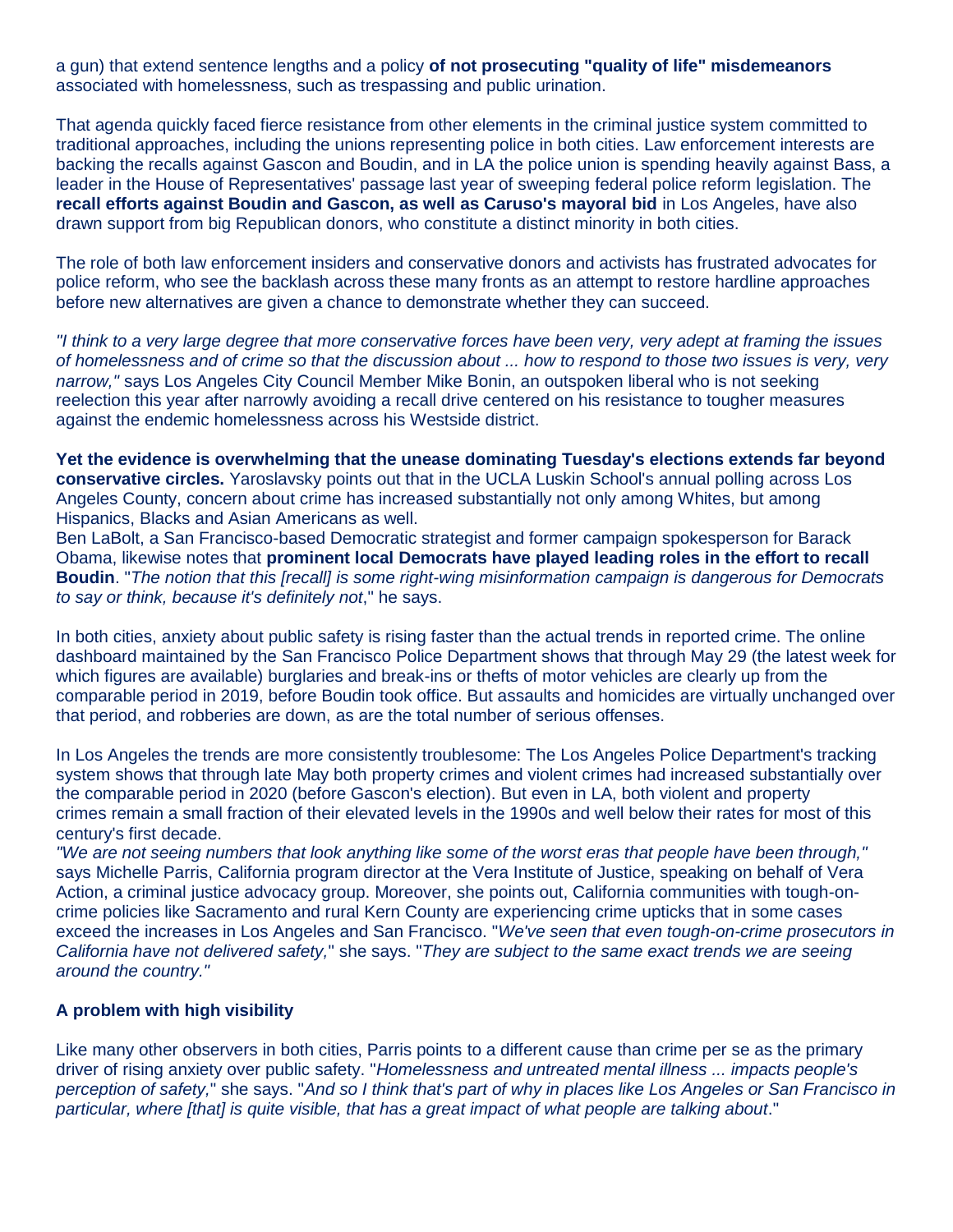a gun) that extend sentence lengths and a policy **of not prosecuting "quality of life" misdemeanors** associated with homelessness, such as trespassing and public urination.

That agenda quickly faced fierce resistance from other elements in the criminal justice system committed to traditional approaches, including the unions representing police in both cities. Law enforcement interests are backing the recalls against Gascon and Boudin, and in LA the police union is spending heavily against Bass, a leader in the House of Representatives' passage last year of sweeping federal police reform legislation. The **recall efforts against Boudin and Gascon, as well as Caruso's mayoral bid** in Los Angeles, have also drawn support from big Republican donors, who constitute a distinct minority in both cities.

The role of both law enforcement insiders and conservative donors and activists has frustrated advocates for police reform, who see the backlash across these many fronts as an attempt to restore hardline approaches before new alternatives are given a chance to demonstrate whether they can succeed.

*"I think to a very large degree that more conservative forces have been very, very adept at framing the issues of homelessness and of crime so that the discussion about ... how to respond to those two issues is very, very narrow,"* says Los Angeles City Council Member Mike Bonin, an outspoken liberal who is not seeking reelection this year after narrowly avoiding a recall drive centered on his resistance to tougher measures against the endemic homelessness across his Westside district.

**Yet the evidence is overwhelming that the unease dominating Tuesday's elections extends far beyond conservative circles.** Yaroslavsky points out that in the UCLA Luskin School's annual polling across Los Angeles County, concern about crime has increased substantially not only among Whites, but among Hispanics, Blacks and Asian Americans as well.
Ben LaBolt, a San Francisco-based Democratic strategist and former campaign spokesperson for Barack Obama, likewise notes that **prominent local Democrats have played leading roles in the effort to recall Boudin**. "*The notion that this [recall] is some right-wing misinformation campaign is dangerous for Democrats to say or think, because it's definitely not*," he says.

In both cities, anxiety about public safety is rising faster than the actual trends in reported crime. The online dashboard maintained by the San Francisco Police Department shows that through May 29 (the latest week for which figures are available) burglaries and break-ins or thefts of motor vehicles are clearly up from the comparable period in 2019, before Boudin took office. But assaults and homicides are virtually unchanged over that period, and robberies are down, as are the total number of serious offenses.

In Los Angeles the trends are more consistently troublesome: The Los Angeles Police Department's tracking system shows that through late May both property crimes and violent crimes had increased substantially over the comparable period in 2020 (before Gascon's election). But even in LA, both violent and property crimes remain a small fraction of their elevated levels in the 1990s and well below their rates for most of this century's first decade.
*"We are not seeing numbers that look anything like some of the worst eras that people have been through,"* says Michelle Parris, California program director at the Vera Institute of Justice, speaking on behalf of Vera Action, a criminal justice advocacy group. Moreover, she points out, California communities with tough-on-crime policies like Sacramento and rural Kern County are experiencing crime upticks that in some cases exceed the increases in Los Angeles and San Francisco. "*We've seen that even tough-on-crime prosecutors in California have not delivered safety,*" she says. "*They are subject to the same exact trends we are seeing around the country."*

**A problem with high visibility**

Like many other observers in both cities, Parris points to a different cause than crime per se as the primary driver of rising anxiety over public safety. "*Homelessness and untreated mental illness ... impacts people's perception of safety,*" she says. "*And so I think that's part of why in places like Los Angeles or San Francisco in particular, where [that] is quite visible, that has a great impact of what people are talking about*."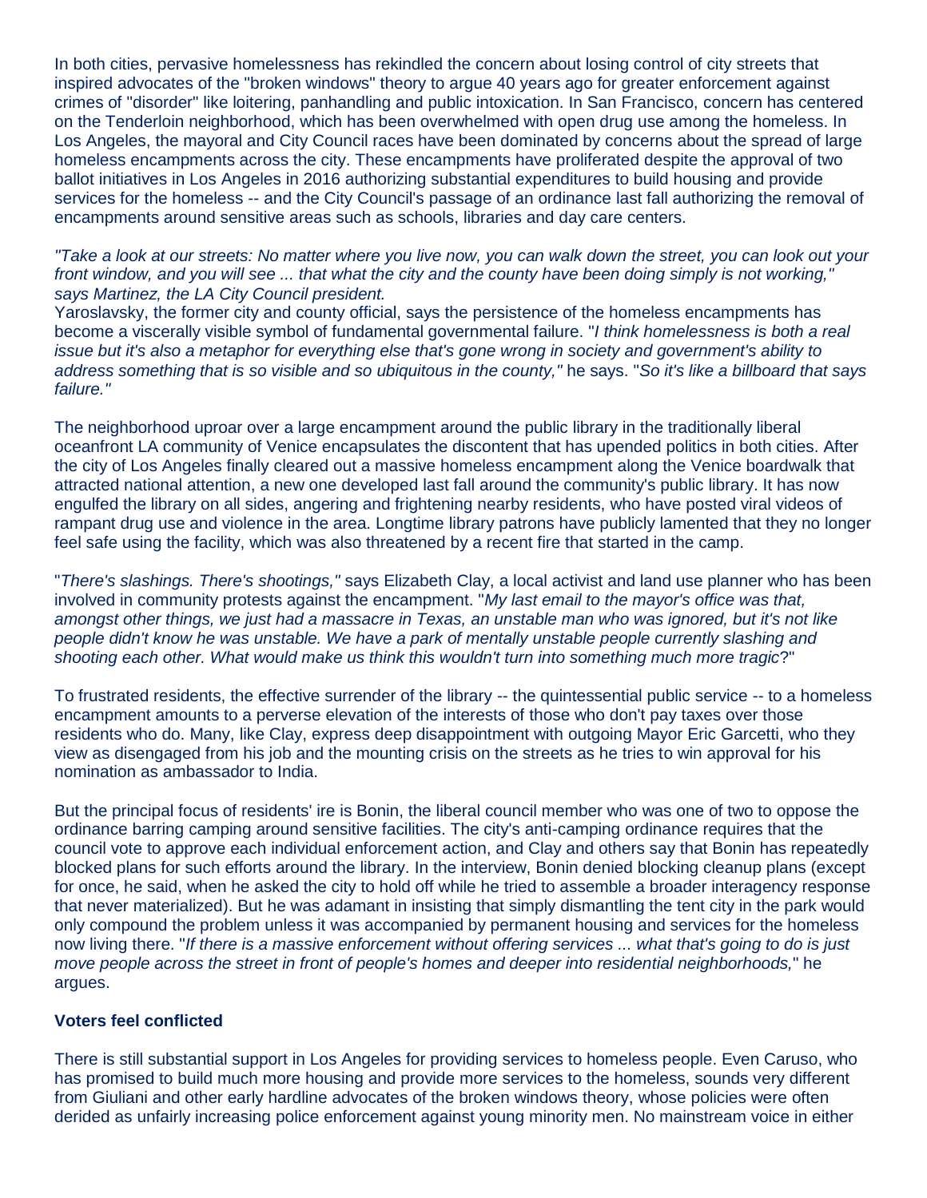In both cities, pervasive homelessness has rekindled the concern about losing control of city streets that inspired advocates of the "broken windows" theory to argue 40 years ago for greater enforcement against crimes of "disorder" like loitering, panhandling and public intoxication. In San Francisco, concern has centered on the Tenderloin neighborhood, which has been overwhelmed with open drug use among the homeless. In Los Angeles, the mayoral and City Council races have been dominated by concerns about the spread of large homeless encampments across the city. These encampments have proliferated despite the approval of two ballot initiatives in Los Angeles in 2016 authorizing substantial expenditures to build housing and provide services for the homeless -- and the City Council's passage of an ordinance last fall authorizing the removal of encampments around sensitive areas such as schools, libraries and day care centers.

*"Take a look at our streets: No matter where you live now, you can walk down the street, you can look out your front window, and you will see ... that what the city and the county have been doing simply is not working," says Martinez, the LA City Council president.*

Yaroslavsky, the former city and county official, says the persistence of the homeless encampments has become a viscerally visible symbol of fundamental governmental failure. "*I think homelessness is both a real issue but it's also a metaphor for everything else that's gone wrong in society and government's ability to address something that is so visible and so ubiquitous in the county,"* he says. "*So it's like a billboard that says failure."*

The neighborhood uproar over a large encampment around the public library in the traditionally liberal oceanfront LA community of Venice encapsulates the discontent that has upended politics in both cities. After the city of Los Angeles finally cleared out a massive homeless encampment along the Venice boardwalk that attracted national attention, a new one developed last fall around the community's public library. It has now engulfed the library on all sides, angering and frightening nearby residents, who have posted viral videos of rampant drug use and violence in the area. Longtime library patrons have publicly lamented that they no longer feel safe using the facility, which was also threatened by a recent fire that started in the camp.

"*There's slashings. There's shootings,"* says Elizabeth Clay, a local activist and land use planner who has been involved in community protests against the encampment. "*My last email to the mayor's office was that, amongst other things, we just had a massacre in Texas, an unstable man who was ignored, but it's not like people didn't know he was unstable. We have a park of mentally unstable people currently slashing and shooting each other. What would make us think this wouldn't turn into something much more tragic*?"

To frustrated residents, the effective surrender of the library -- the quintessential public service -- to a homeless encampment amounts to a perverse elevation of the interests of those who don't pay taxes over those residents who do. Many, like Clay, express deep disappointment with outgoing Mayor Eric Garcetti, who they view as disengaged from his job and the mounting crisis on the streets as he tries to win approval for his nomination as ambassador to India.

But the principal focus of residents' ire is Bonin, the liberal council member who was one of two to oppose the ordinance barring camping around sensitive facilities. The city's anti-camping ordinance requires that the council vote to approve each individual enforcement action, and Clay and others say that Bonin has repeatedly blocked plans for such efforts around the library. In the interview, Bonin denied blocking cleanup plans (except for once, he said, when he asked the city to hold off while he tried to assemble a broader interagency response that never materialized). But he was adamant in insisting that simply dismantling the tent city in the park would only compound the problem unless it was accompanied by permanent housing and services for the homeless now living there. "*If there is a massive enforcement without offering services ... what that's going to do is just move people across the street in front of people's homes and deeper into residential neighborhoods,*" he argues.

**Voters feel conflicted**

There is still substantial support in Los Angeles for providing services to homeless people. Even Caruso, who has promised to build much more housing and provide more services to the homeless, sounds very different from Giuliani and other early hardline advocates of the broken windows theory, whose policies were often derided as unfairly increasing police enforcement against young minority men. No mainstream voice in either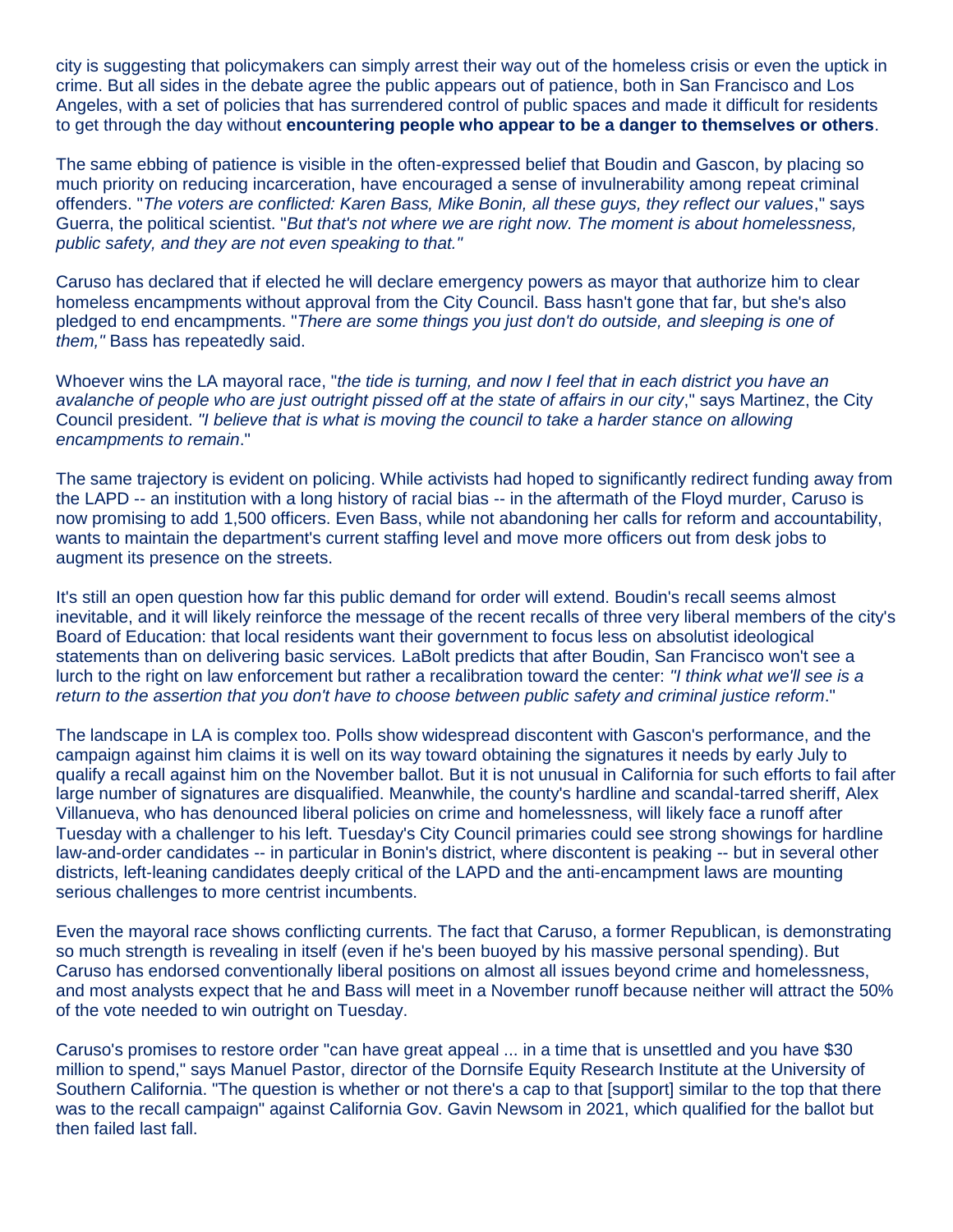city is suggesting that policymakers can simply arrest their way out of the homeless crisis or even the uptick in crime. But all sides in the debate agree the public appears out of patience, both in San Francisco and Los Angeles, with a set of policies that has surrendered control of public spaces and made it difficult for residents to get through the day without **encountering people who appear to be a danger to themselves or others**.

The same ebbing of patience is visible in the often-expressed belief that Boudin and Gascon, by placing so much priority on reducing incarceration, have encouraged a sense of invulnerability among repeat criminal offenders. "*The voters are conflicted: Karen Bass, Mike Bonin, all these guys, they reflect our values*," says Guerra, the political scientist. "*But that's not where we are right now. The moment is about homelessness, public safety, and they are not even speaking to that."*

Caruso has declared that if elected he will declare emergency powers as mayor that authorize him to clear homeless encampments without approval from the City Council. Bass hasn't gone that far, but she's also pledged to end encampments. "*There are some things you just don't do outside, and sleeping is one of them,"* Bass has repeatedly said.

Whoever wins the LA mayoral race, "*the tide is turning, and now I feel that in each district you have an avalanche of people who are just outright pissed off at the state of affairs in our city*," says Martinez, the City Council president. *"I believe that is what is moving the council to take a harder stance on allowing encampments to remain*."

The same trajectory is evident on policing. While activists had hoped to significantly redirect funding away from the LAPD -- an institution with a long history of racial bias -- in the aftermath of the Floyd murder, Caruso is now promising to add 1,500 officers. Even Bass, while not abandoning her calls for reform and accountability, wants to maintain the department's current staffing level and move more officers out from desk jobs to augment its presence on the streets.

It's still an open question how far this public demand for order will extend. Boudin's recall seems almost inevitable, and it will likely reinforce the message of the recent recalls of three very liberal members of the city's Board of Education: that local residents want their government to focus less on absolutist ideological statements than on delivering basic services. LaBolt predicts that after Boudin, San Francisco won't see a lurch to the right on law enforcement but rather a recalibration toward the center: *"I think what we'll see is a return to the assertion that you don't have to choose between public safety and criminal justice reform*."

The landscape in LA is complex too. Polls show widespread discontent with Gascon's performance, and the campaign against him claims it is well on its way toward obtaining the signatures it needs by early July to qualify a recall against him on the November ballot. But it is not unusual in California for such efforts to fail after large number of signatures are disqualified. Meanwhile, the county's hardline and scandal-tarred sheriff, Alex Villanueva, who has denounced liberal policies on crime and homelessness, will likely face a runoff after Tuesday with a challenger to his left. Tuesday's City Council primaries could see strong showings for hardline law-and-order candidates -- in particular in Bonin's district, where discontent is peaking -- but in several other districts, left-leaning candidates deeply critical of the LAPD and the anti-encampment laws are mounting serious challenges to more centrist incumbents.

Even the mayoral race shows conflicting currents. The fact that Caruso, a former Republican, is demonstrating so much strength is revealing in itself (even if he's been buoyed by his massive personal spending). But Caruso has endorsed conventionally liberal positions on almost all issues beyond crime and homelessness, and most analysts expect that he and Bass will meet in a November runoff because neither will attract the 50% of the vote needed to win outright on Tuesday.

Caruso's promises to restore order "can have great appeal ... in a time that is unsettled and you have $30 million to spend," says Manuel Pastor, director of the Dornsife Equity Research Institute at the University of Southern California. "The question is whether or not there's a cap to that [support] similar to the top that there was to the recall campaign" against California Gov. Gavin Newsom in 2021, which qualified for the ballot but then failed last fall.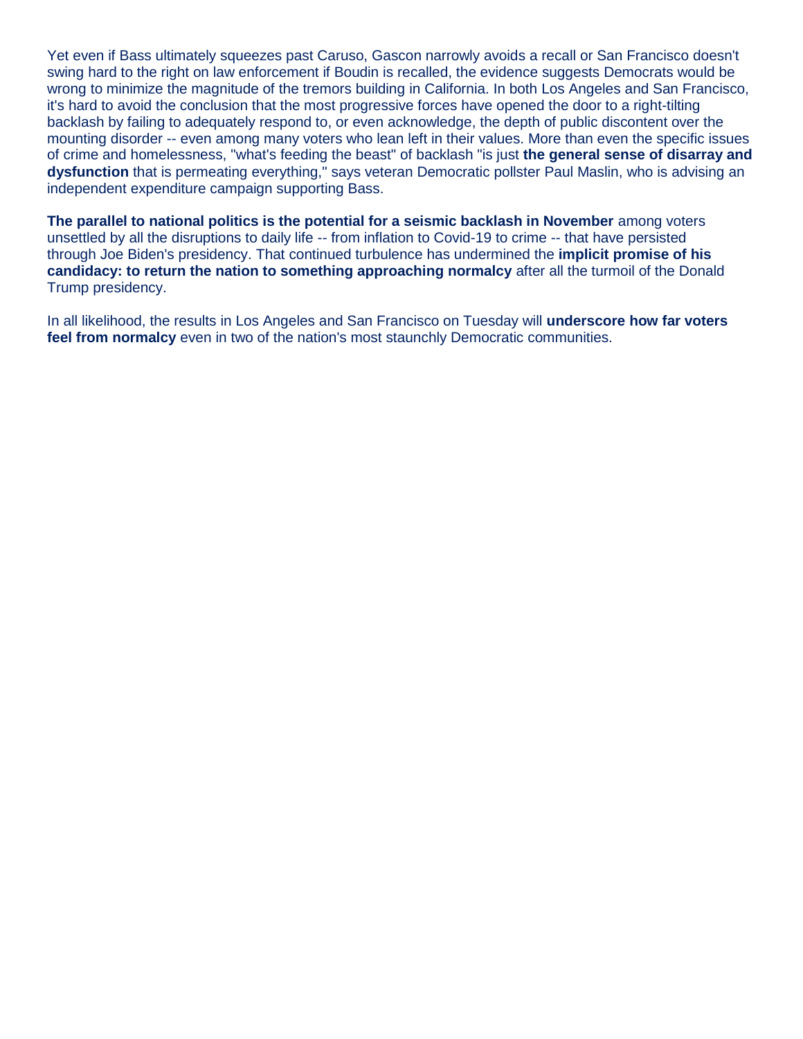Yet even if Bass ultimately squeezes past Caruso, Gascon narrowly avoids a recall or San Francisco doesn't swing hard to the right on law enforcement if Boudin is recalled, the evidence suggests Democrats would be wrong to minimize the magnitude of the tremors building in California. In both Los Angeles and San Francisco, it's hard to avoid the conclusion that the most progressive forces have opened the door to a right-tilting backlash by failing to adequately respond to, or even acknowledge, the depth of public discontent over the mounting disorder -- even among many voters who lean left in their values. More than even the specific issues of crime and homelessness, "what's feeding the beast" of backlash "is just **the general sense of disarray and dysfunction** that is permeating everything," says veteran Democratic pollster Paul Maslin, who is advising an independent expenditure campaign supporting Bass.

**The parallel to national politics is the potential for a seismic backlash in November** among voters unsettled by all the disruptions to daily life -- from inflation to Covid-19 to crime -- that have persisted through Joe Biden's presidency. That continued turbulence has undermined the **implicit promise of his candidacy: to return the nation to something approaching normalcy** after all the turmoil of the Donald Trump presidency.

In all likelihood, the results in Los Angeles and San Francisco on Tuesday will **underscore how far voters feel from normalcy** even in two of the nation's most staunchly Democratic communities.